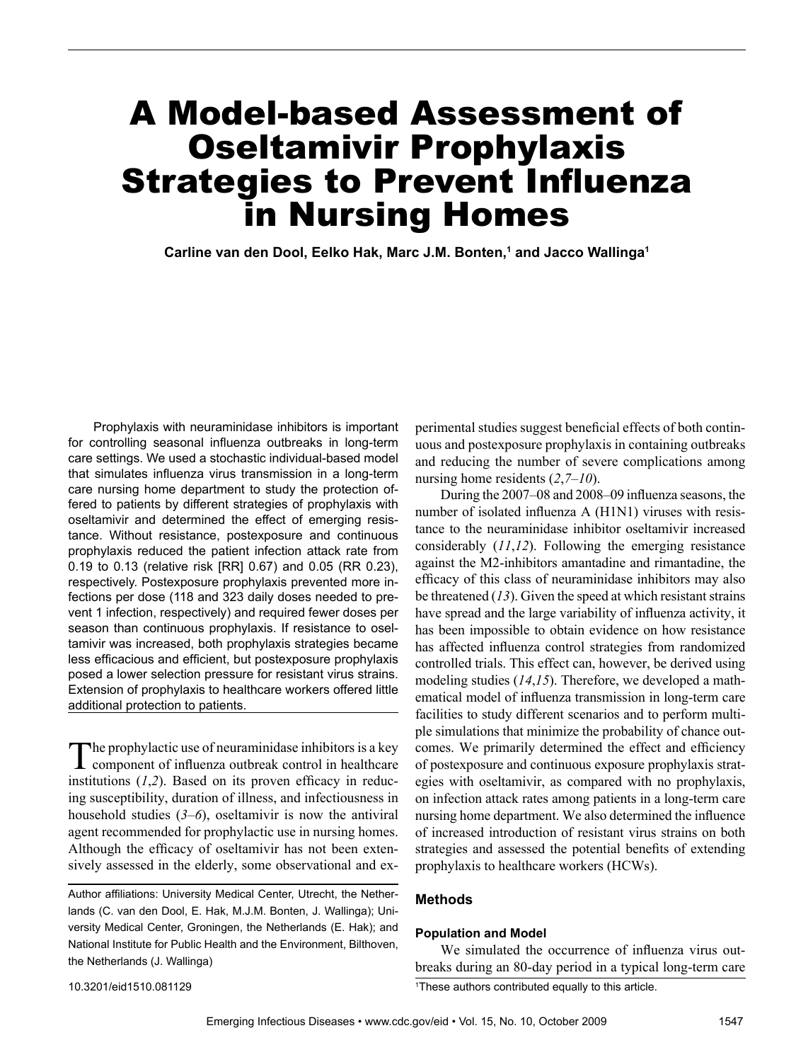# A Model-based Assessment of Oseltamivir Prophylaxis Strategies to Prevent Influenza in Nursing Homes

**Carline van den Dool, Eelko Hak, Marc J.M. Bonten,[1] and Jacco Wallinga[1]**

Prophylaxis with neuraminidase inhibitors is important for controlling seasonal influenza outbreaks in long-term care settings. We used a stochastic individual-based model that simulates influenza virus transmission in a long-term care nursing home department to study the protection offered to patients by different strategies of prophylaxis with oseltamivir and determined the effect of emerging resistance. Without resistance, postexposure and continuous prophylaxis reduced the patient infection attack rate from 0.19 to 0.13 (relative risk [RR] 0.67) and 0.05 (RR 0.23), respectively. Postexposure prophylaxis prevented more infections per dose (118 and 323 daily doses needed to prevent 1 infection, respectively) and required fewer doses per season than continuous prophylaxis. If resistance to oseltamivir was increased, both prophylaxis strategies became less efficacious and efficient, but postexposure prophylaxis posed a lower selection pressure for resistant virus strains. Extension of prophylaxis to healthcare workers offered little additional protection to patients.

The prophylactic use of neuraminidase inhibitors is a key component of influenza outbreak control in healthcare institutions (*1*,*2*). Based on its proven efficacy in reducing susceptibility, duration of illness, and infectiousness in household studies (*3*–*6*), oseltamivir is now the antiviral agent recommended for prophylactic use in nursing homes. Although the efficacy of oseltamivir has not been extensively assessed in the elderly, some observational and experimental studies suggest beneficial effects of both continuous and postexposure prophylaxis in containing outbreaks and reducing the number of severe complications among nursing home residents (*2*,*7*–*10*).

During the 2007–08 and 2008–09 influenza seasons, the number of isolated influenza A (H1N1) viruses with resistance to the neuraminidase inhibitor oseltamivir increased considerably (*11*,*12*). Following the emerging resistance against the M2-inhibitors amantadine and rimantadine, the efficacy of this class of neuraminidase inhibitors may also be threatened (*13*). Given the speed at which resistant strains have spread and the large variability of influenza activity, it has been impossible to obtain evidence on how resistance has affected influenza control strategies from randomized controlled trials. This effect can, however, be derived using modeling studies (*14*,*15*). Therefore, we developed a mathematical model of influenza transmission in long-term care facilities to study different scenarios and to perform multiple simulations that minimize the probability of chance outcomes. We primarily determined the effect and efficiency of postexposure and continuous exposure prophylaxis strategies with oseltamivir, as compared with no prophylaxis, on infection attack rates among patients in a long-term care nursing home department. We also determined the influence of increased introduction of resistant virus strains on both strategies and assessed the potential benefits of extending prophylaxis to healthcare workers (HCWs).

## Methods

### Population and Model

We simulated the occurrence of influenza virus outbreaks during an 80-day period in a typical long-term care

Author affiliations: University Medical Center, Utrecht, the Netherlands (C. van den Dool, E. Hak, M.J.M. Bonten, J. Wallinga); University Medical Center, Groningen, the Netherlands (E. Hak); and National Institute for Public Health and the Environment, Bilthoven, the Netherlands (J. Wallinga)

DOI: 10.3201/eid1510.081129

[1]These authors contributed equally to this article.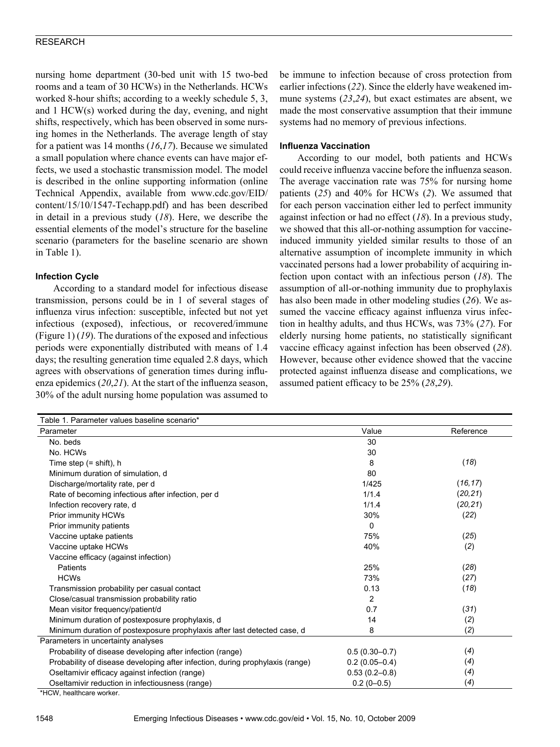nursing home department (30-bed unit with 15 two-bed rooms and a team of 30 HCWs) in the Netherlands. HCWs worked 8-hour shifts; according to a weekly schedule 5, 3, and 1 HCW(s) worked during the day, evening, and night shifts, respectively, which has been observed in some nursing homes in the Netherlands. The average length of stay for a patient was 14 months (*16*,*17*). Because we simulated a small population where chance events can have major effects, we used a stochastic transmission model. The model is described in the online supporting information (online Technical Appendix, available from www.cdc.gov/EID/content/15/10/1547-Techapp.pdf) and has been described in detail in a previous study (*18*). Here, we describe the essential elements of the model's structure for the baseline scenario (parameters for the baseline scenario are shown in Table 1).

#### Infection Cycle

According to a standard model for infectious disease transmission, persons could be in 1 of several stages of influenza virus infection: susceptible, infected but not yet infectious (exposed), infectious, or recovered/immune (Figure 1) (*19*). The durations of the exposed and infectious periods were exponentially distributed with means of 1.4 days; the resulting generation time equaled 2.8 days, which agrees with observations of generation times during influenza epidemics (*20*,*21*). At the start of the influenza season, 30% of the adult nursing home population was assumed to be immune to infection because of cross protection from earlier infections (*22*). Since the elderly have weakened immune systems (*23*,*24*), but exact estimates are absent, we made the most conservative assumption that their immune systems had no memory of previous infections.

#### Influenza Vaccination

According to our model, both patients and HCWs could receive influenza vaccine before the influenza season. The average vaccination rate was 75% for nursing home patients (*25*) and 40% for HCWs (*2*). We assumed that for each person vaccination either led to perfect immunity against infection or had no effect (*18*). In a previous study, we showed that this all-or-nothing assumption for vaccine-induced immunity yielded similar results to those of an alternative assumption of incomplete immunity in which vaccinated persons had a lower probability of acquiring infection upon contact with an infectious person (*18*). The assumption of all-or-nothing immunity due to prophylaxis has also been made in other modeling studies (*26*). We assumed the vaccine efficacy against influenza virus infection in healthy adults, and thus HCWs, was 73% (*27*). For elderly nursing home patients, no statistically significant vaccine efficacy against infection has been observed (*28*). However, because other evidence showed that the vaccine protected against influenza disease and complications, we assumed patient efficacy to be 25% (*28*,*29*).

Table 1. Parameter values baseline scenario*

| Parameter | Value | Reference |
|---|---|---|
| No. beds | 30 | |
| No. HCWs | 30 | |
| Time step (= shift), h | 8 | (*18*) |
| Minimum duration of simulation, d | 80 | |
| Discharge/mortality rate, per d | 1/425 | (*16*, *17*) |
| Rate of becoming infectious after infection, per d | 1/1.4 | (*20*, *21*) |
| Infection recovery rate, d | 1/1.4 | (*20*, *21*) |
| Prior immunity HCWs | 30% | (*22*) |
| Prior immunity patients | 0 | |
| Vaccine uptake patients | 75% | (*25*) |
| Vaccine uptake HCWs | 40% | (*2*) |
| Vaccine efficacy (against infection) | | |
| Patients | 25% | (*28*) |
| HCWs | 73% | (*27*) |
| Transmission probability per casual contact | 0.13 | (*18*) |
| Close/casual transmission probability ratio | 2 | |
| Mean visitor frequency/patient/d | 0.7 | (*31*) |
| Minimum duration of postexposure prophylaxis, d | 14 | (*2*) |
| Minimum duration of postexposure prophylaxis after last detected case, d | 8 | (*2*) |
| Parameters in uncertainty analyses | | |
| Probability of disease developing after infection (range) | 0.5 (0.30–0.7) | (*4*) |
| Probability of disease developing after infection, during prophylaxis (range) | 0.2 (0.05–0.4) | (*4*) |
| Oseltamivir efficacy against infection (range) | 0.53 (0.2–0.8) | (*4*) |
| Oseltamivir reduction in infectiousness (range) | 0.2 (0–0.5) | (*4*) |

*HCW, healthcare worker.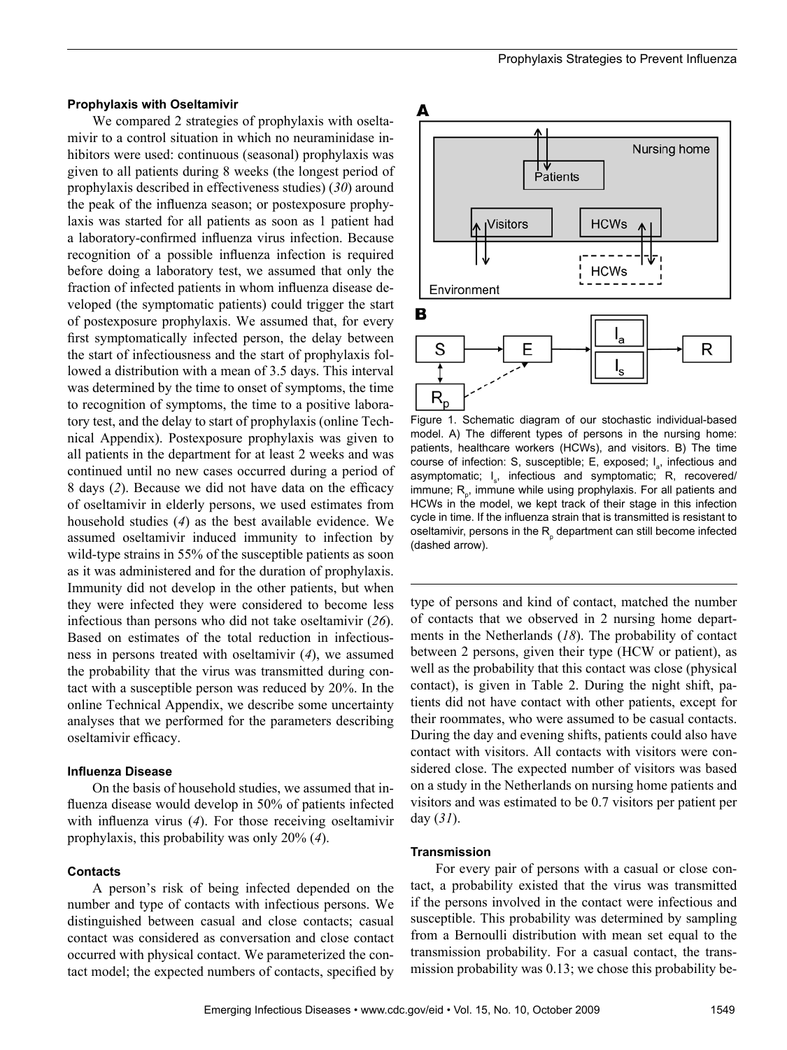### Prophylaxis with Oseltamivir

We compared 2 strategies of prophylaxis with oseltamivir to a control situation in which no neuraminidase inhibitors were used: continuous (seasonal) prophylaxis was given to all patients during 8 weeks (the longest period of prophylaxis described in effectiveness studies) (*30*) around the peak of the influenza season; or postexposure prophylaxis was started for all patients as soon as 1 patient had a laboratory-confirmed influenza virus infection. Because recognition of a possible influenza infection is required before doing a laboratory test, we assumed that only the fraction of infected patients in whom influenza disease developed (the symptomatic patients) could trigger the start of postexposure prophylaxis. We assumed that, for every first symptomatically infected person, the delay between the start of infectiousness and the start of prophylaxis followed a distribution with a mean of 3.5 days. This interval was determined by the time to onset of symptoms, the time to recognition of symptoms, the time to a positive laboratory test, and the delay to start of prophylaxis (online Technical Appendix). Postexposure prophylaxis was given to all patients in the department for at least 2 weeks and was continued until no new cases occurred during a period of 8 days (*2*). Because we did not have data on the efficacy of oseltamivir in elderly persons, we used estimates from household studies (*4*) as the best available evidence. We assumed oseltamivir induced immunity to infection by wild-type strains in 55% of the susceptible patients as soon as it was administered and for the duration of prophylaxis. Immunity did not develop in the other patients, but when they were infected they were considered to become less infectious than persons who did not take oseltamivir (*26*). Based on estimates of the total reduction in infectiousness in persons treated with oseltamivir (*4*), we assumed the probability that the virus was transmitted during contact with a susceptible person was reduced by 20%. In the online Technical Appendix, we describe some uncertainty analyses that we performed for the parameters describing oseltamivir efficacy.

### Influenza Disease

On the basis of household studies, we assumed that influenza disease would develop in 50% of patients infected with influenza virus (*4*). For those receiving oseltamivir prophylaxis, this probability was only 20% (*4*).

### Contacts

A person's risk of being infected depended on the number and type of contacts with infectious persons. We distinguished between casual and close contacts; casual contact was considered as conversation and close contact occurred with physical contact. We parameterized the contact model; the expected numbers of contacts, specified by type of persons and kind of contact, matched the number of contacts that we observed in 2 nursing home departments in the Netherlands (*18*). The probability of contact between 2 persons, given their type (HCW or patient), as well as the probability that this contact was close (physical contact), is given in Table 2. During the night shift, patients did not have contact with other patients, except for their roommates, who were assumed to be casual contacts. During the day and evening shifts, patients could also have contact with visitors. All contacts with visitors were considered close. The expected number of visitors was based on a study in the Netherlands on nursing home patients and visitors and was estimated to be 0.7 visitors per patient per day (*31*).

Figure 1. Schematic diagram of our stochastic individual-based model. A) The different types of persons in the nursing home: patients, healthcare workers (HCWs), and visitors. B) The time course of infection: S, susceptible; E, exposed; $I_a$, infectious and asymptomatic; $I_s$, infectious and symptomatic; R, recovered/immune; $R_p$, immune while using prophylaxis. For all patients and HCWs in the model, we kept track of their stage in this infection cycle in time. If the influenza strain that is transmitted is resistant to oseltamivir, persons in the $R_p$ department can still become infected (dashed arrow).

### Transmission

For every pair of persons with a casual or close contact, a probability existed that the virus was transmitted if the persons involved in the contact were infectious and susceptible. This probability was determined by sampling from a Bernoulli distribution with mean set equal to the transmission probability. For a casual contact, the transmission probability was 0.13; we chose this probability be-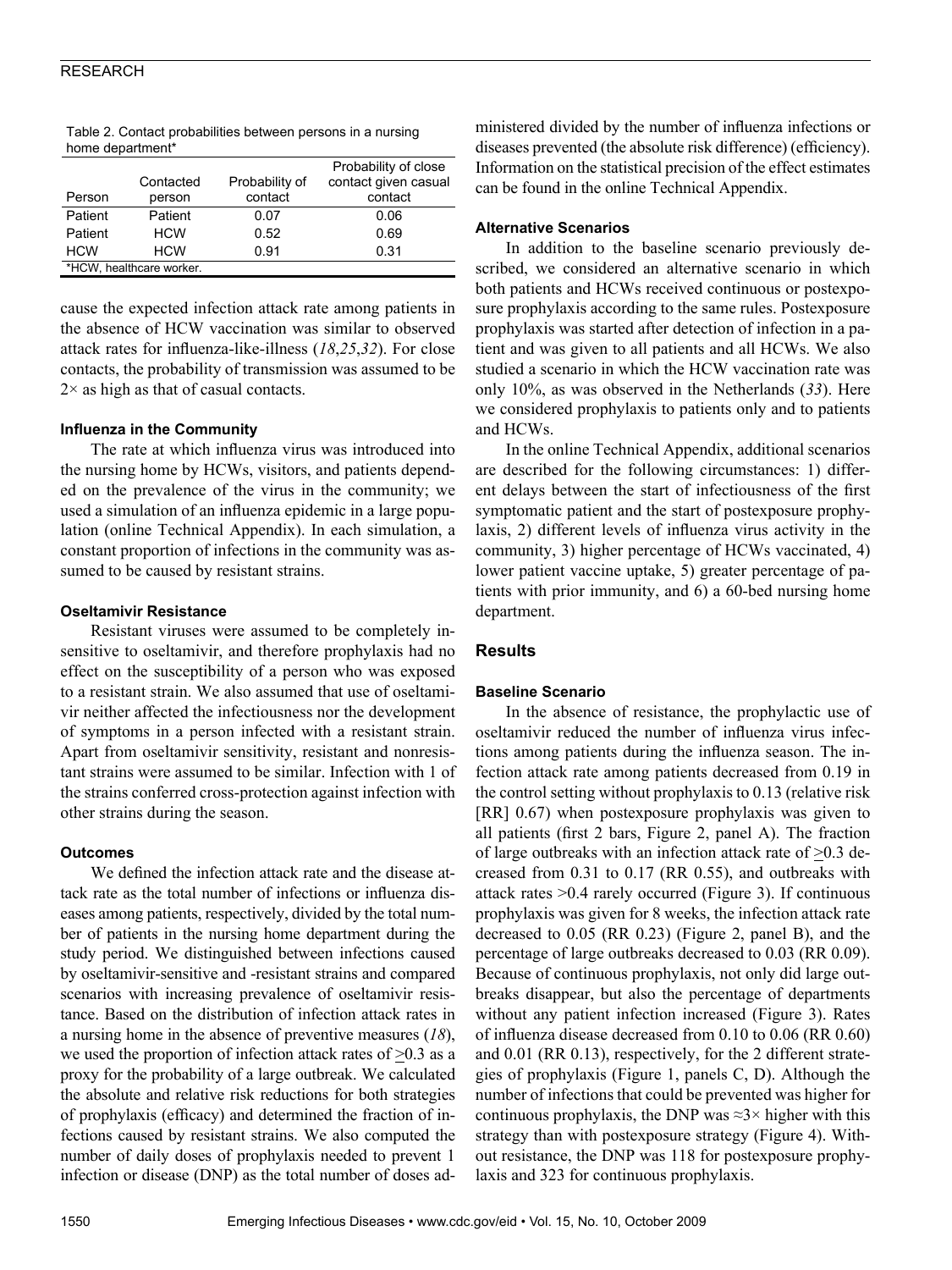Table 2. Contact probabilities between persons in a nursing home department*

| Person | Contacted person | Probability of contact | Probability of close contact given casual contact |
|---|---|---|---|
| Patient | Patient | 0.07 | 0.06 |
| Patient | HCW | 0.52 | 0.69 |
| HCW | HCW | 0.91 | 0.31 |

*HCW, healthcare worker.

cause the expected infection attack rate among patients in the absence of HCW vaccination was similar to observed attack rates for influenza-like-illness (*18*,*25*,*32*). For close contacts, the probability of transmission was assumed to be 2× as high as that of casual contacts.

### Influenza in the Community

The rate at which influenza virus was introduced into the nursing home by HCWs, visitors, and patients depended on the prevalence of the virus in the community; we used a simulation of an influenza epidemic in a large population (online Technical Appendix). In each simulation, a constant proportion of infections in the community was assumed to be caused by resistant strains.

### Oseltamivir Resistance

Resistant viruses were assumed to be completely insensitive to oseltamivir, and therefore prophylaxis had no effect on the susceptibility of a person who was exposed to a resistant strain. We also assumed that use of oseltamivir neither affected the infectiousness nor the development of symptoms in a person infected with a resistant strain. Apart from oseltamivir sensitivity, resistant and nonresistant strains were assumed to be similar. Infection with 1 of the strains conferred cross-protection against infection with other strains during the season.

### Outcomes

We defined the infection attack rate and the disease attack rate as the total number of infections or influenza diseases among patients, respectively, divided by the total number of patients in the nursing home department during the study period. We distinguished between infections caused by oseltamivir-sensitive and -resistant strains and compared scenarios with increasing prevalence of oseltamivir resistance. Based on the distribution of infection attack rates in a nursing home in the absence of preventive measures (*18*), we used the proportion of infection attack rates of $\geq$0.3 as a proxy for the probability of a large outbreak. We calculated the absolute and relative risk reductions for both strategies of prophylaxis (efficacy) and determined the fraction of infections caused by resistant strains. We also computed the number of daily doses of prophylaxis needed to prevent 1 infection or disease (DNP) as the total number of doses administered divided by the number of influenza infections or diseases prevented (the absolute risk difference) (efficiency). Information on the statistical precision of the effect estimates can be found in the online Technical Appendix.

### Alternative Scenarios

In addition to the baseline scenario previously described, we considered an alternative scenario in which both patients and HCWs received continuous or postexposure prophylaxis according to the same rules. Postexposure prophylaxis was started after detection of infection in a patient and was given to all patients and all HCWs. We also studied a scenario in which the HCW vaccination rate was only 10%, as was observed in the Netherlands (*33*). Here we considered prophylaxis to patients only and to patients and HCWs.

In the online Technical Appendix, additional scenarios are described for the following circumstances: 1) different delays between the start of infectiousness of the first symptomatic patient and the start of postexposure prophylaxis, 2) different levels of influenza virus activity in the community, 3) higher percentage of HCWs vaccinated, 4) lower patient vaccine uptake, 5) greater percentage of patients with prior immunity, and 6) a 60-bed nursing home department.

## Results

### Baseline Scenario

In the absence of resistance, the prophylactic use of oseltamivir reduced the number of influenza virus infections among patients during the influenza season. The infection attack rate among patients decreased from 0.19 in the control setting without prophylaxis to 0.13 (relative risk [RR] 0.67) when postexposure prophylaxis was given to all patients (first 2 bars, Figure 2, panel A). The fraction of large outbreaks with an infection attack rate of $\geq$0.3 decreased from 0.31 to 0.17 (RR 0.55), and outbreaks with attack rates >0.4 rarely occurred (Figure 3). If continuous prophylaxis was given for 8 weeks, the infection attack rate decreased to 0.05 (RR 0.23) (Figure 2, panel B), and the percentage of large outbreaks decreased to 0.03 (RR 0.09). Because of continuous prophylaxis, not only did large outbreaks disappear, but also the percentage of departments without any patient infection increased (Figure 3). Rates of influenza disease decreased from 0.10 to 0.06 (RR 0.60) and 0.01 (RR 0.13), respectively, for the 2 different strategies of prophylaxis (Figure 1, panels C, D). Although the number of infections that could be prevented was higher for continuous prophylaxis, the DNP was ≈3× higher with this strategy than with postexposure strategy (Figure 4). Without resistance, the DNP was 118 for postexposure prophylaxis and 323 for continuous prophylaxis.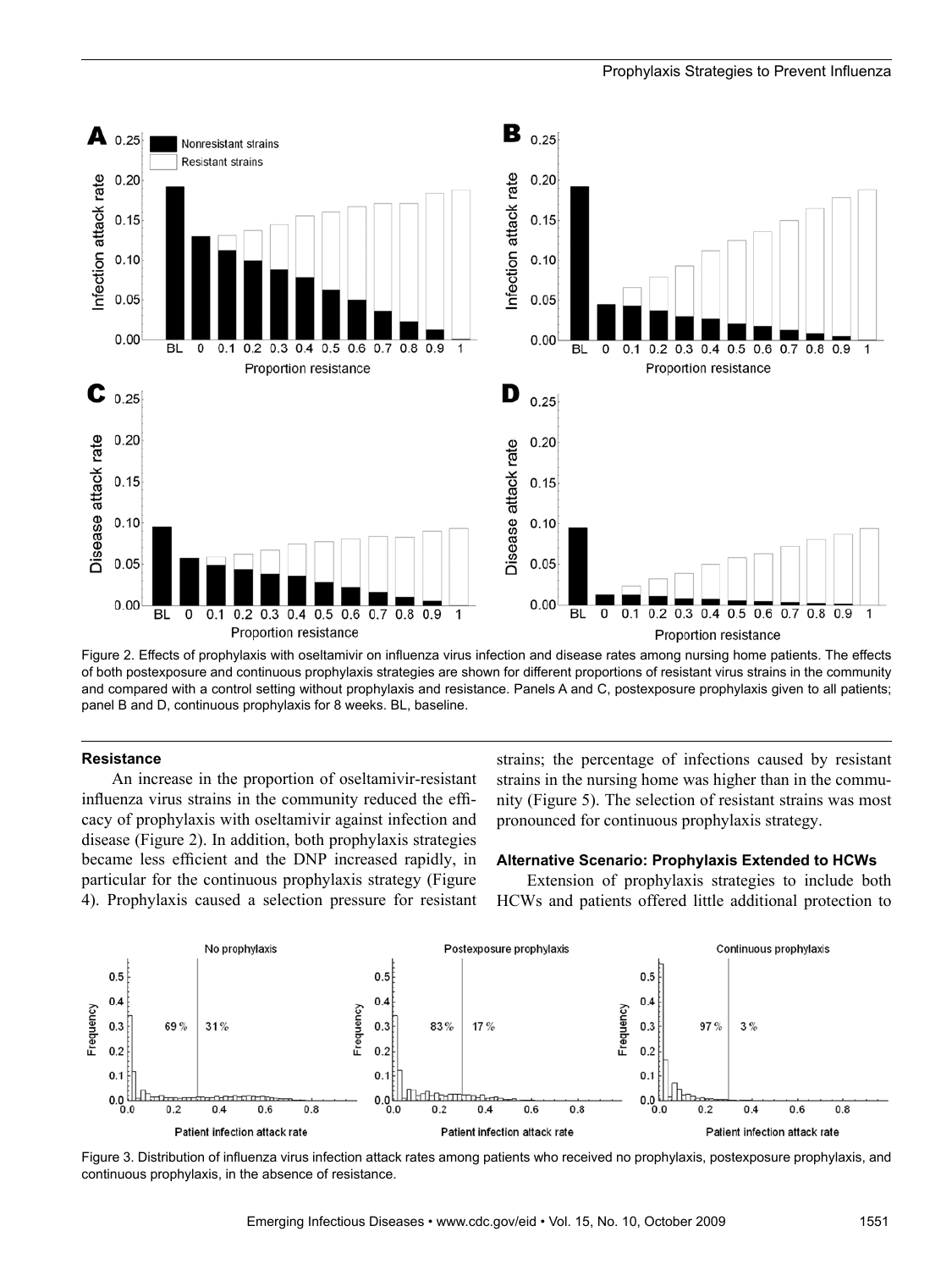Figure 2. Effects of prophylaxis with oseltamivir on influenza virus infection and disease rates among nursing home patients. The effects of both postexposure and continuous prophylaxis strategies are shown for different proportions of resistant virus strains in the community and compared with a control setting without prophylaxis and resistance. Panels A and C, postexposure prophylaxis given to all patients; panel B and D, continuous prophylaxis for 8 weeks. BL, baseline.

### Resistance

An increase in the proportion of oseltamivir-resistant influenza virus strains in the community reduced the efficacy of prophylaxis with oseltamivir against infection and disease (Figure 2). In addition, both prophylaxis strategies became less efficient and the DNP increased rapidly, in particular for the continuous prophylaxis strategy (Figure 4). Prophylaxis caused a selection pressure for resistant strains; the percentage of infections caused by resistant strains in the nursing home was higher than in the community (Figure 5). The selection of resistant strains was most pronounced for continuous prophylaxis strategy.

### Alternative Scenario: Prophylaxis Extended to HCWs

Extension of prophylaxis strategies to include both HCWs and patients offered little additional protection to

Figure 3. Distribution of influenza virus infection attack rates among patients who received no prophylaxis, postexposure prophylaxis, and continuous prophylaxis, in the absence of resistance.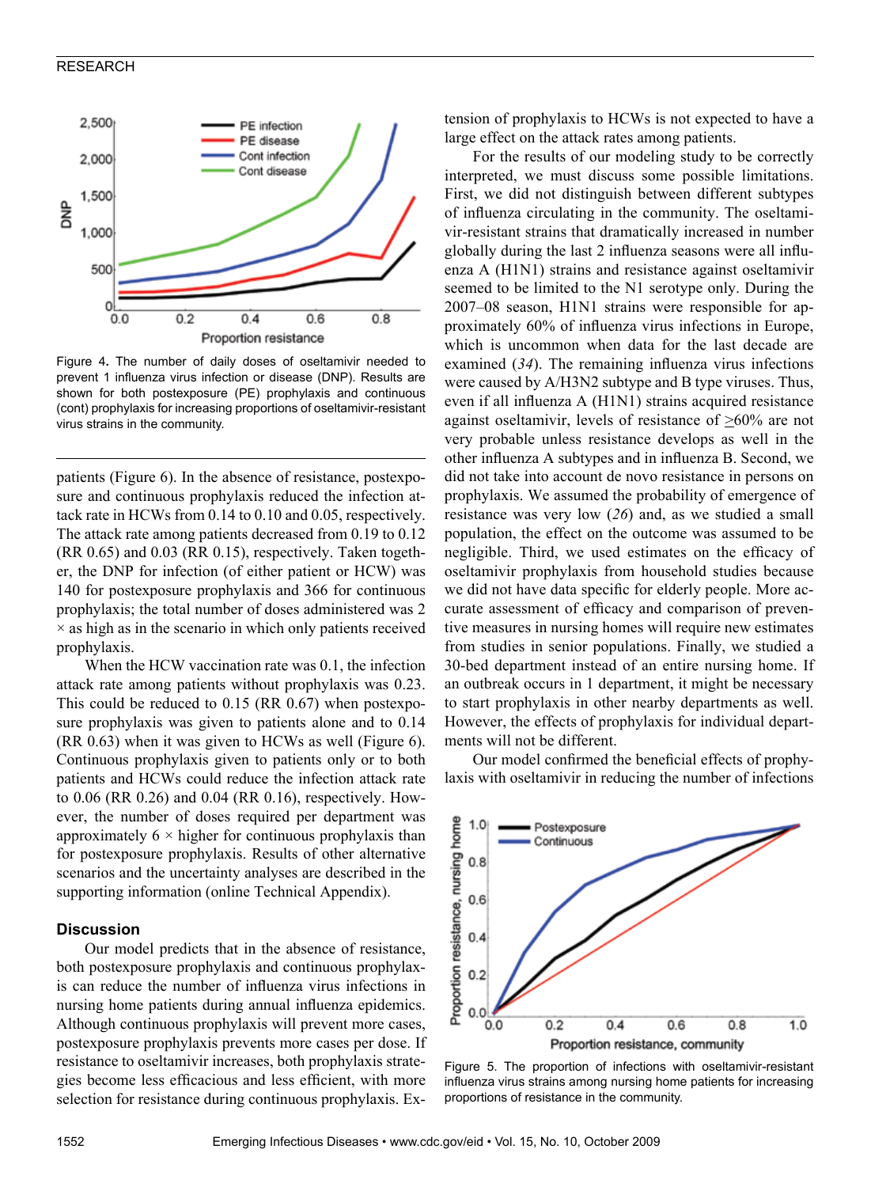Figure 4. The number of daily doses of oseltamivir needed to prevent 1 influenza virus infection or disease (DNP). Results are shown for both postexposure (PE) prophylaxis and continuous (cont) prophylaxis for increasing proportions of oseltamivir-resistant virus strains in the community.

patients (Figure 6). In the absence of resistance, postexposure and continuous prophylaxis reduced the infection attack rate in HCWs from 0.14 to 0.10 and 0.05, respectively. The attack rate among patients decreased from 0.19 to 0.12 (RR 0.65) and 0.03 (RR 0.15), respectively. Taken together, the DNP for infection (of either patient or HCW) was 140 for postexposure prophylaxis and 366 for continuous prophylaxis; the total number of doses administered was 2 × as high as in the scenario in which only patients received prophylaxis.

When the HCW vaccination rate was 0.1, the infection attack rate among patients without prophylaxis was 0.23. This could be reduced to 0.15 (RR 0.67) when postexposure prophylaxis was given to patients alone and to 0.14 (RR 0.63) when it was given to HCWs as well (Figure 6). Continuous prophylaxis given to patients only or to both patients and HCWs could reduce the infection attack rate to 0.06 (RR 0.26) and 0.04 (RR 0.16), respectively. However, the number of doses required per department was approximately 6 × higher for continuous prophylaxis than for postexposure prophylaxis. Results of other alternative scenarios and the uncertainty analyses are described in the supporting information (online Technical Appendix).

## Discussion

Our model predicts that in the absence of resistance, both postexposure prophylaxis and continuous prophylaxis can reduce the number of influenza virus infections in nursing home patients during annual influenza epidemics. Although continuous prophylaxis will prevent more cases, postexposure prophylaxis prevents more cases per dose. If resistance to oseltamivir increases, both prophylaxis strategies become less efficacious and less efficient, with more selection for resistance during continuous prophylaxis. Extension of prophylaxis to HCWs is not expected to have a large effect on the attack rates among patients.

For the results of our modeling study to be correctly interpreted, we must discuss some possible limitations. First, we did not distinguish between different subtypes of influenza circulating in the community. The oseltamivir-resistant strains that dramatically increased in number globally during the last 2 influenza seasons were all influenza A (H1N1) strains and resistance against oseltamivir seemed to be limited to the N1 serotype only. During the 2007–08 season, H1N1 strains were responsible for approximately 60% of influenza virus infections in Europe, which is uncommon when data for the last decade are examined (*34*). The remaining influenza virus infections were caused by A/H3N2 subtype and B type viruses. Thus, even if all influenza A (H1N1) strains acquired resistance against oseltamivir, levels of resistance of ≥60% are not very probable unless resistance develops as well in the other influenza A subtypes and in influenza B. Second, we did not take into account de novo resistance in persons on prophylaxis. We assumed the probability of emergence of resistance was very low (*26*) and, as we studied a small population, the effect on the outcome was assumed to be negligible. Third, we used estimates on the efficacy of oseltamivir prophylaxis from household studies because we did not have data specific for elderly people. More accurate assessment of efficacy and comparison of preventive measures in nursing homes will require new estimates from studies in senior populations. Finally, we studied a 30-bed department instead of an entire nursing home. If an outbreak occurs in 1 department, it might be necessary to start prophylaxis in other nearby departments as well. However, the effects of prophylaxis for individual departments will not be different.

Our model confirmed the beneficial effects of prophylaxis with oseltamivir in reducing the number of infections

Figure 5. The proportion of infections with oseltamivir-resistant influenza virus strains among nursing home patients for increasing proportions of resistance in the community.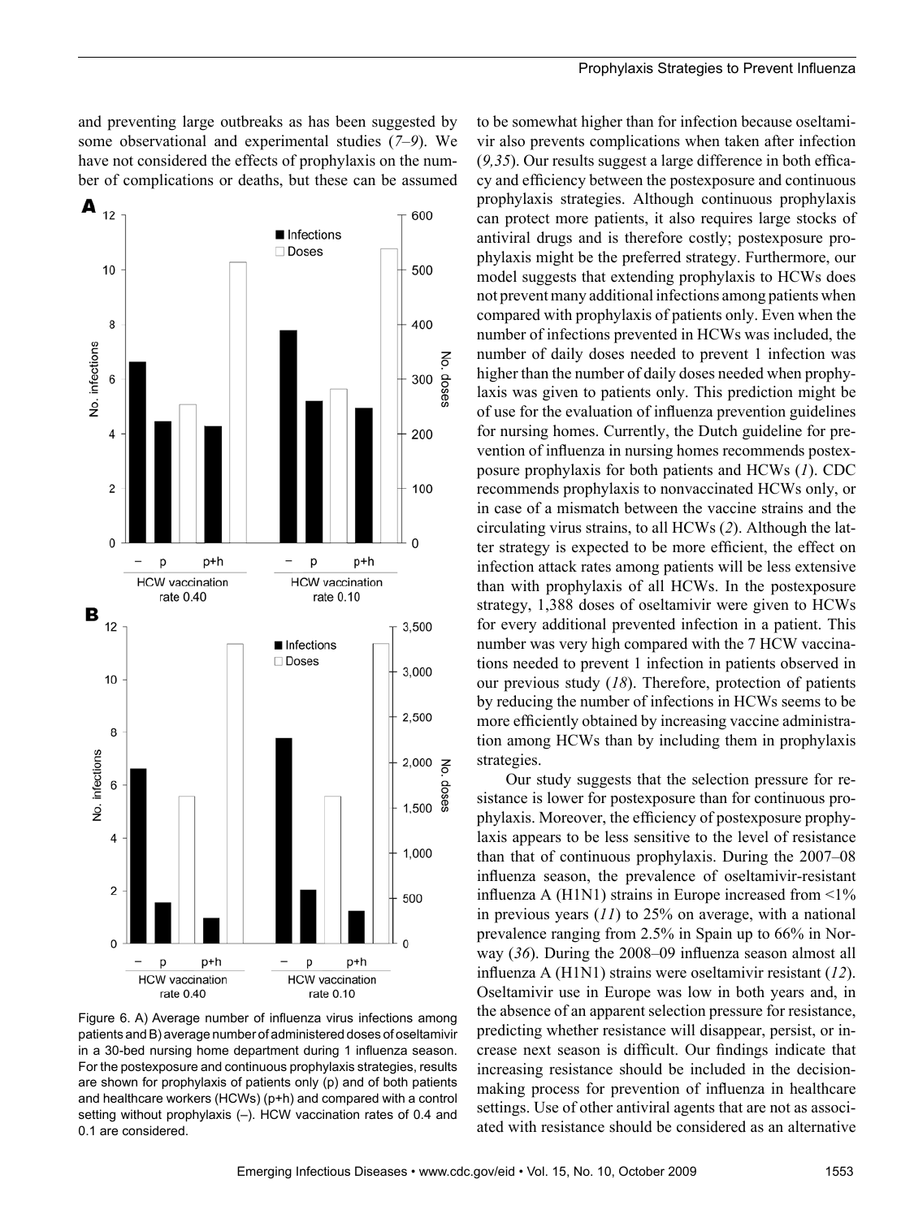and preventing large outbreaks as has been suggested by some observational and experimental studies (*7–9*). We have not considered the effects of prophylaxis on the number of complications or deaths, but these can be assumed to be somewhat higher than for infection because oseltamivir also prevents complications when taken after infection (*9,35*). Our results suggest a large difference in both efficacy and efficiency between the postexposure and continuous prophylaxis strategies. Although continuous prophylaxis can protect more patients, it also requires large stocks of antiviral drugs and is therefore costly; postexposure prophylaxis might be the preferred strategy. Furthermore, our model suggests that extending prophylaxis to HCWs does not prevent many additional infections among patients when compared with prophylaxis of patients only. Even when the number of infections prevented in HCWs was included, the number of daily doses needed to prevent 1 infection was higher than the number of daily doses needed when prophylaxis was given to patients only. This prediction might be of use for the evaluation of influenza prevention guidelines for nursing homes. Currently, the Dutch guideline for prevention of influenza in nursing homes recommends postexposure prophylaxis for both patients and HCWs (*1*). CDC recommends prophylaxis to nonvaccinated HCWs only, or in case of a mismatch between the vaccine strains and the circulating virus strains, to all HCWs (*2*). Although the latter strategy is expected to be more efficient, the effect on infection attack rates among patients will be less extensive than with prophylaxis of all HCWs. In the postexposure strategy, 1,388 doses of oseltamivir were given to HCWs for every additional prevented infection in a patient. This number was very high compared with the 7 HCW vaccinations needed to prevent 1 infection in patients observed in our previous study (*18*). Therefore, protection of patients by reducing the number of infections in HCWs seems to be more efficiently obtained by increasing vaccine administration among HCWs than by including them in prophylaxis strategies.

Figure 6. A) Average number of influenza virus infections among patients and B) average number of administered doses of oseltamivir in a 30-bed nursing home department during 1 influenza season. For the postexposure and continuous prophylaxis strategies, results are shown for prophylaxis of patients only (p) and of both patients and healthcare workers (HCWs) (p+h) and compared with a control setting without prophylaxis (–). HCW vaccination rates of 0.4 and 0.1 are considered.

Our study suggests that the selection pressure for resistance is lower for postexposure than for continuous prophylaxis. Moreover, the efficiency of postexposure prophylaxis appears to be less sensitive to the level of resistance than that of continuous prophylaxis. During the 2007–08 influenza season, the prevalence of oseltamivir-resistant influenza A (H1N1) strains in Europe increased from <1% in previous years (*11*) to 25% on average, with a national prevalence ranging from 2.5% in Spain up to 66% in Norway (*36*). During the 2008–09 influenza season almost all influenza A (H1N1) strains were oseltamivir resistant (*12*). Oseltamivir use in Europe was low in both years and, in the absence of an apparent selection pressure for resistance, predicting whether resistance will disappear, persist, or increase next season is difficult. Our findings indicate that increasing resistance should be included in the decision-making process for prevention of influenza in healthcare settings. Use of other antiviral agents that are not as associated with resistance should be considered as an alternative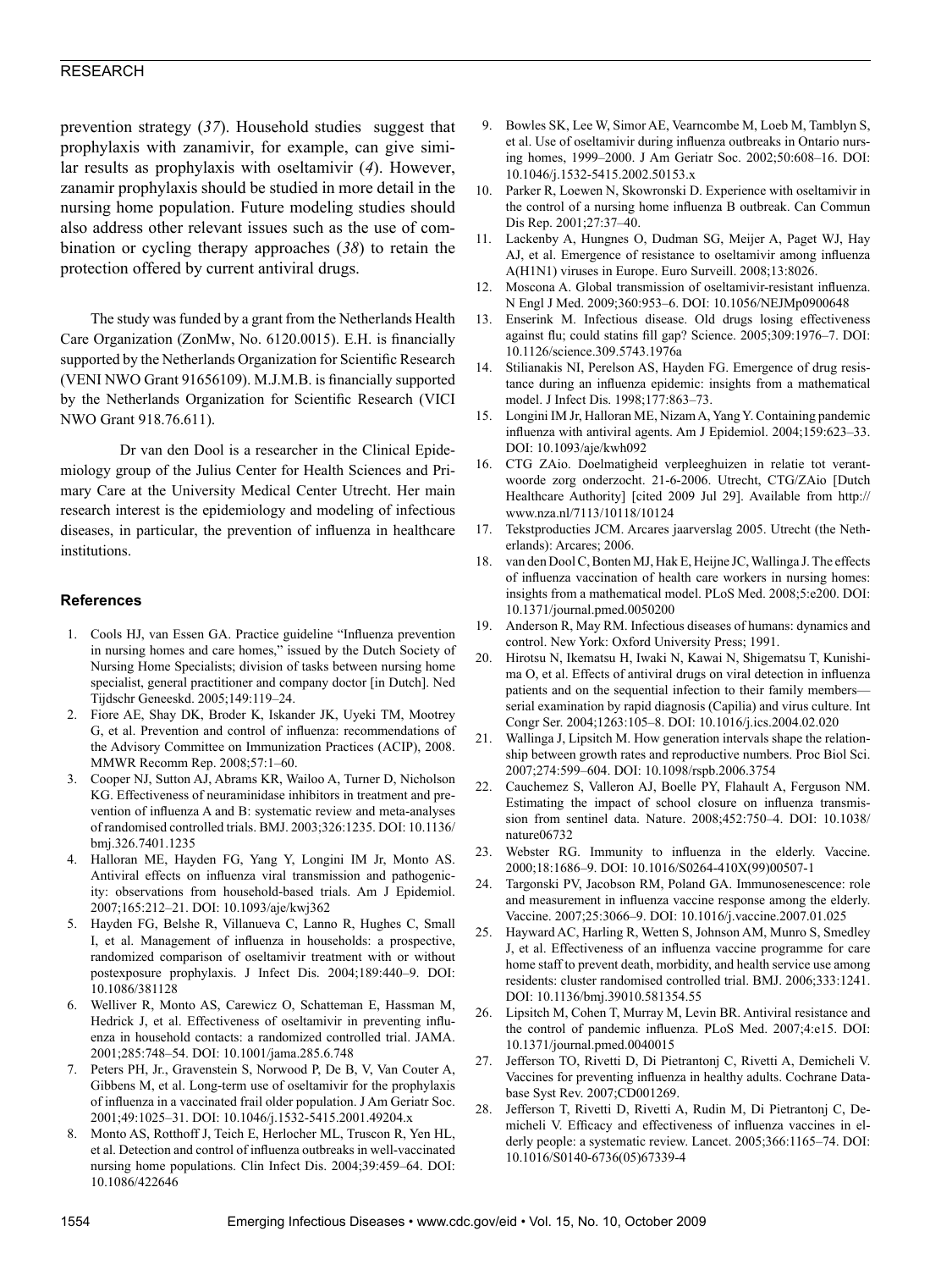prevention strategy (*37*). Household studies suggest that prophylaxis with zanamivir, for example, can give similar results as prophylaxis with oseltamivir (*4*). However, zanamir prophylaxis should be studied in more detail in the nursing home population. Future modeling studies should also address other relevant issues such as the use of combination or cycling therapy approaches (*38*) to retain the protection offered by current antiviral drugs.

The study was funded by a grant from the Netherlands Health Care Organization (ZonMw, No. 6120.0015). E.H. is financially supported by the Netherlands Organization for Scientific Research (VENI NWO Grant 91656109). M.J.M.B. is financially supported by the Netherlands Organization for Scientific Research (VICI NWO Grant 918.76.611).

Dr van den Dool is a researcher in the Clinical Epidemiology group of the Julius Center for Health Sciences and Primary Care at the University Medical Center Utrecht. Her main research interest is the epidemiology and modeling of infectious diseases, in particular, the prevention of influenza in healthcare institutions.

### References

1. Cools HJ, van Essen GA. Practice guideline "Influenza prevention in nursing homes and care homes," issued by the Dutch Society of Nursing Home Specialists; division of tasks between nursing home specialist, general practitioner and company doctor [in Dutch]. Ned Tijdschr Geneeskd. 2005;149:119–24.
2. Fiore AE, Shay DK, Broder K, Iskander JK, Uyeki TM, Mootrey G, et al. Prevention and control of influenza: recommendations of the Advisory Committee on Immunization Practices (ACIP), 2008. MMWR Recomm Rep. 2008;57:1–60.
3. Cooper NJ, Sutton AJ, Abrams KR, Wailoo A, Turner D, Nicholson KG. Effectiveness of neuraminidase inhibitors in treatment and prevention of influenza A and B: systematic review and meta-analyses of randomised controlled trials. BMJ. 2003;326:1235. DOI: 10.1136/bmj.326.7401.1235
4. Halloran ME, Hayden FG, Yang Y, Longini IM Jr, Monto AS. Antiviral effects on influenza viral transmission and pathogenicity: observations from household-based trials. Am J Epidemiol. 2007;165:212–21. DOI: 10.1093/aje/kwj362
5. Hayden FG, Belshe R, Villanueva C, Lanno R, Hughes C, Small I, et al. Management of influenza in households: a prospective, randomized comparison of oseltamivir treatment with or without postexposure prophylaxis. J Infect Dis. 2004;189:440–9. DOI: 10.1086/381128
6. Welliver R, Monto AS, Carewicz O, Schatteman E, Hassman M, Hedrick J, et al. Effectiveness of oseltamivir in preventing influenza in household contacts: a randomized controlled trial. JAMA. 2001;285:748–54. DOI: 10.1001/jama.285.6.748
7. Peters PH, Jr., Gravenstein S, Norwood P, De B, V, Van Couter A, Gibbens M, et al. Long-term use of oseltamivir for the prophylaxis of influenza in a vaccinated frail older population. J Am Geriatr Soc. 2001;49:1025–31. DOI: 10.1046/j.1532-5415.2001.49204.x
8. Monto AS, Rotthoff J, Teich E, Herlocher ML, Truscon R, Yen HL, et al. Detection and control of influenza outbreaks in well-vaccinated nursing home populations. Clin Infect Dis. 2004;39:459–64. DOI: 10.1086/422646
9. Bowles SK, Lee W, Simor AE, Vearncombe M, Loeb M, Tamblyn S, et al. Use of oseltamivir during influenza outbreaks in Ontario nursing homes, 1999–2000. J Am Geriatr Soc. 2002;50:608–16. DOI: 10.1046/j.1532-5415.2002.50153.x
10. Parker R, Loewen N, Skowronski D. Experience with oseltamivir in the control of a nursing home influenza B outbreak. Can Commun Dis Rep. 2001;27:37–40.
11. Lackenby A, Hungnes O, Dudman SG, Meijer A, Paget WJ, Hay AJ, et al. Emergence of resistance to oseltamivir among influenza A(H1N1) viruses in Europe. Euro Surveill. 2008;13:8026.
12. Moscona A. Global transmission of oseltamivir-resistant influenza. N Engl J Med. 2009;360:953–6. DOI: 10.1056/NEJMp0900648
13. Enserink M. Infectious disease. Old drugs losing effectiveness against flu; could statins fill gap? Science. 2005;309:1976–7. DOI: 10.1126/science.309.5743.1976a
14. Stilianakis NI, Perelson AS, Hayden FG. Emergence of drug resistance during an influenza epidemic: insights from a mathematical model. J Infect Dis. 1998;177:863–73.
15. Longini IM Jr, Halloran ME, Nizam A, Yang Y. Containing pandemic influenza with antiviral agents. Am J Epidemiol. 2004;159:623–33. DOI: 10.1093/aje/kwh092
16. CTG ZAio. Doelmatigheid verpleeghuizen in relatie tot verantwoorde zorg onderzocht. 21-6-2006. Utrecht, CTG/ZAio [Dutch Healthcare Authority] [cited 2009 Jul 29]. Available from http://www.nza.nl/7113/10118/10124
17. Tekstproducties JCM. Arcares jaarverslag 2005. Utrecht (the Netherlands): Arcares; 2006.
18. van den Dool C, Bonten MJ, Hak E, Heijne JC, Wallinga J. The effects of influenza vaccination of health care workers in nursing homes: insights from a mathematical model. PLoS Med. 2008;5:e200. DOI: 10.1371/journal.pmed.0050200
19. Anderson R, May RM. Infectious diseases of humans: dynamics and control. New York: Oxford University Press; 1991.
20. Hirotsu N, Ikematsu H, Iwaki N, Kawai N, Shigematsu T, Kunishima O, et al. Effects of antiviral drugs on viral detection in influenza patients and on the sequential infection to their family members—serial examination by rapid diagnosis (Capilia) and virus culture. Int Congr Ser. 2004;1263:105–8. DOI: 10.1016/j.ics.2004.02.020
21. Wallinga J, Lipsitch M. How generation intervals shape the relationship between growth rates and reproductive numbers. Proc Biol Sci. 2007;274:599–604. DOI: 10.1098/rspb.2006.3754
22. Cauchemez S, Valleron AJ, Boelle PY, Flahault A, Ferguson NM. Estimating the impact of school closure on influenza transmission from sentinel data. Nature. 2008;452:750–4. DOI: 10.1038/nature06732
23. Webster RG. Immunity to influenza in the elderly. Vaccine. 2000;18:1686–9. DOI: 10.1016/S0264-410X(99)00507-1
24. Targonski PV, Jacobson RM, Poland GA. Immunosenescence: role and measurement in influenza vaccine response among the elderly. Vaccine. 2007;25:3066–9. DOI: 10.1016/j.vaccine.2007.01.025
25. Hayward AC, Harling R, Wetten S, Johnson AM, Munro S, Smedley J, et al. Effectiveness of an influenza vaccine programme for care home staff to prevent death, morbidity, and health service use among residents: cluster randomised controlled trial. BMJ. 2006;333:1241. DOI: 10.1136/bmj.39010.581354.55
26. Lipsitch M, Cohen T, Murray M, Levin BR. Antiviral resistance and the control of pandemic influenza. PLoS Med. 2007;4:e15. DOI: 10.1371/journal.pmed.0040015
27. Jefferson TO, Rivetti D, Di Pietrantonj C, Rivetti A, Demicheli V. Vaccines for preventing influenza in healthy adults. Cochrane Database Syst Rev. 2007;CD001269.
28. Jefferson T, Rivetti D, Rivetti A, Rudin M, Di Pietrantonj C, Demicheli V. Efficacy and effectiveness of influenza vaccines in elderly people: a systematic review. Lancet. 2005;366:1165–74. DOI: 10.1016/S0140-6736(05)67339-4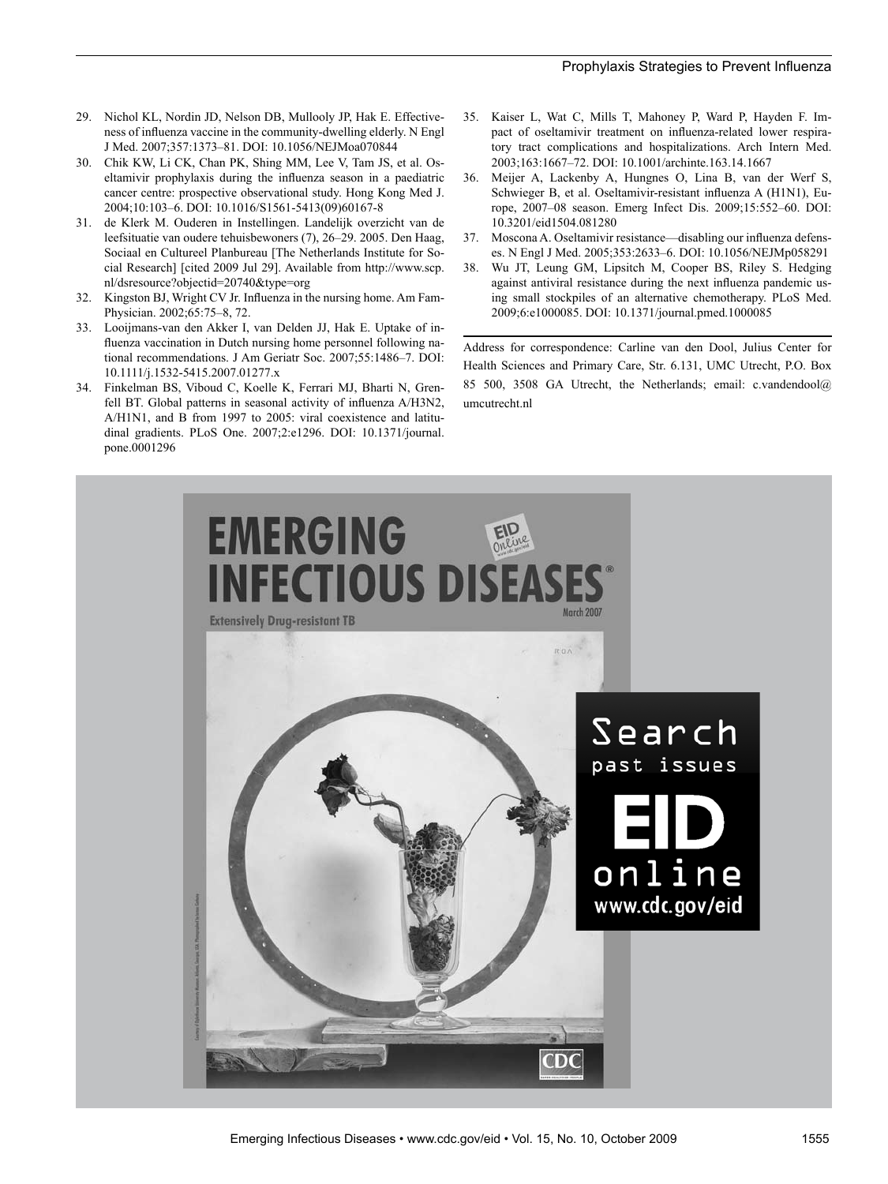29. Nichol KL, Nordin JD, Nelson DB, Mullooly JP, Hak E. Effectiveness of influenza vaccine in the community-dwelling elderly. N Engl J Med. 2007;357:1373–81. DOI: 10.1056/NEJMoa070844
30. Chik KW, Li CK, Chan PK, Shing MM, Lee V, Tam JS, et al. Oseltamivir prophylaxis during the influenza season in a paediatric cancer centre: prospective observational study. Hong Kong Med J. 2004;10:103–6. DOI: 10.1016/S1561-5413(09)60167-8
31. de Klerk M. Ouderen in Instellingen. Landelijk overzicht van de leefsituatie van oudere tehuisbewoners (7), 26–29. 2005. Den Haag, Sociaal en Cultureel Planbureau [The Netherlands Institute for Social Research] [cited 2009 Jul 29]. Available from http://www.scp.nl/dsresource?objectid=20740&type=org
32. Kingston BJ, Wright CV Jr. Influenza in the nursing home. Am Fam-Physician. 2002;65:75–8, 72.
33. Looijmans-van den Akker I, van Delden JJ, Hak E. Uptake of influenza vaccination in Dutch nursing home personnel following national recommendations. J Am Geriatr Soc. 2007;55:1486–7. DOI: 10.1111/j.1532-5415.2007.01277.x
34. Finkelman BS, Viboud C, Koelle K, Ferrari MJ, Bharti N, Grenfell BT. Global patterns in seasonal activity of influenza A/H3N2, A/H1N1, and B from 1997 to 2005: viral coexistence and latitudinal gradients. PLoS One. 2007;2:e1296. DOI: 10.1371/journal.pone.0001296
35. Kaiser L, Wat C, Mills T, Mahoney P, Ward P, Hayden F. Impact of oseltamivir treatment on influenza-related lower respiratory tract complications and hospitalizations. Arch Intern Med. 2003;163:1667–72. DOI: 10.1001/archinte.163.14.1667
36. Meijer A, Lackenby A, Hungnes O, Lina B, van der Werf S, Schwieger B, et al. Oseltamivir-resistant influenza A (H1N1), Europe, 2007–08 season. Emerg Infect Dis. 2009;15:552–60. DOI: 10.3201/eid1504.081280
37. Moscona A. Oseltamivir resistance—disabling our influenza defenses. N Engl J Med. 2005;353:2633–6. DOI: 10.1056/NEJMp058291
38. Wu JT, Leung GM, Lipsitch M, Cooper BS, Riley S. Hedging against antiviral resistance during the next influenza pandemic using small stockpiles of an alternative chemotherapy. PLoS Med. 2009;6:e1000085. DOI: 10.1371/journal.pmed.1000085

Address for correspondence: Carline van den Dool, Julius Center for Health Sciences and Primary Care, Str. 6.131, UMC Utrecht, P.O. Box 85 500, 3508 GA Utrecht, the Netherlands; email: c.vandendool@umcutrecht.nl

EMERGING INFECTIOUS DISEASES

Extensively Drug-resistant TB

March 2007

Search past issues

EID online

www.cdc.gov/eid